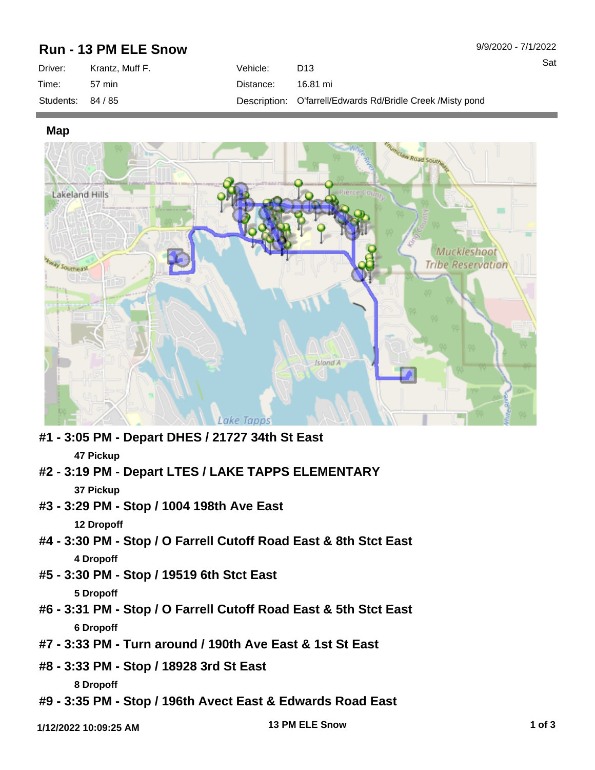# Run - 13 PM ELE Snow

9/9/2020 - 7/1/2022

Sat

| Driver: | Krantz, Muff F. | Vehicle: | D13 |
|---|---|---|---|
| Time: | 57 min | Distance: | 16.81 mi |
| Students: | 84 / 85 | Description: | O'farrell/Edwards Rd/Bridle Creek /Misty pond |

## Map

**#1 - 3:05 PM - Depart DHES / 21727 34th St East**

**47 Pickup**

**#2 - 3:19 PM - Depart LTES / LAKE TAPPS ELEMENTARY**

**37 Pickup**

**#3 - 3:29 PM - Stop / 1004 198th Ave East**

**12 Dropoff**

**#4 - 3:30 PM - Stop / O Farrell Cutoff Road East & 8th Stct East**

**4 Dropoff**

**#5 - 3:30 PM - Stop / 19519 6th Stct East**

**5 Dropoff**

**#6 - 3:31 PM - Stop / O Farrell Cutoff Road East & 5th Stct East**

**6 Dropoff**

**#7 - 3:33 PM - Turn around / 190th Ave East & 1st St East**

**#8 - 3:33 PM - Stop / 18928 3rd St East**

**8 Dropoff**

**#9 - 3:35 PM - Stop / 196th Avect East & Edwards Road East**

1/12/2022 10:09:25 AM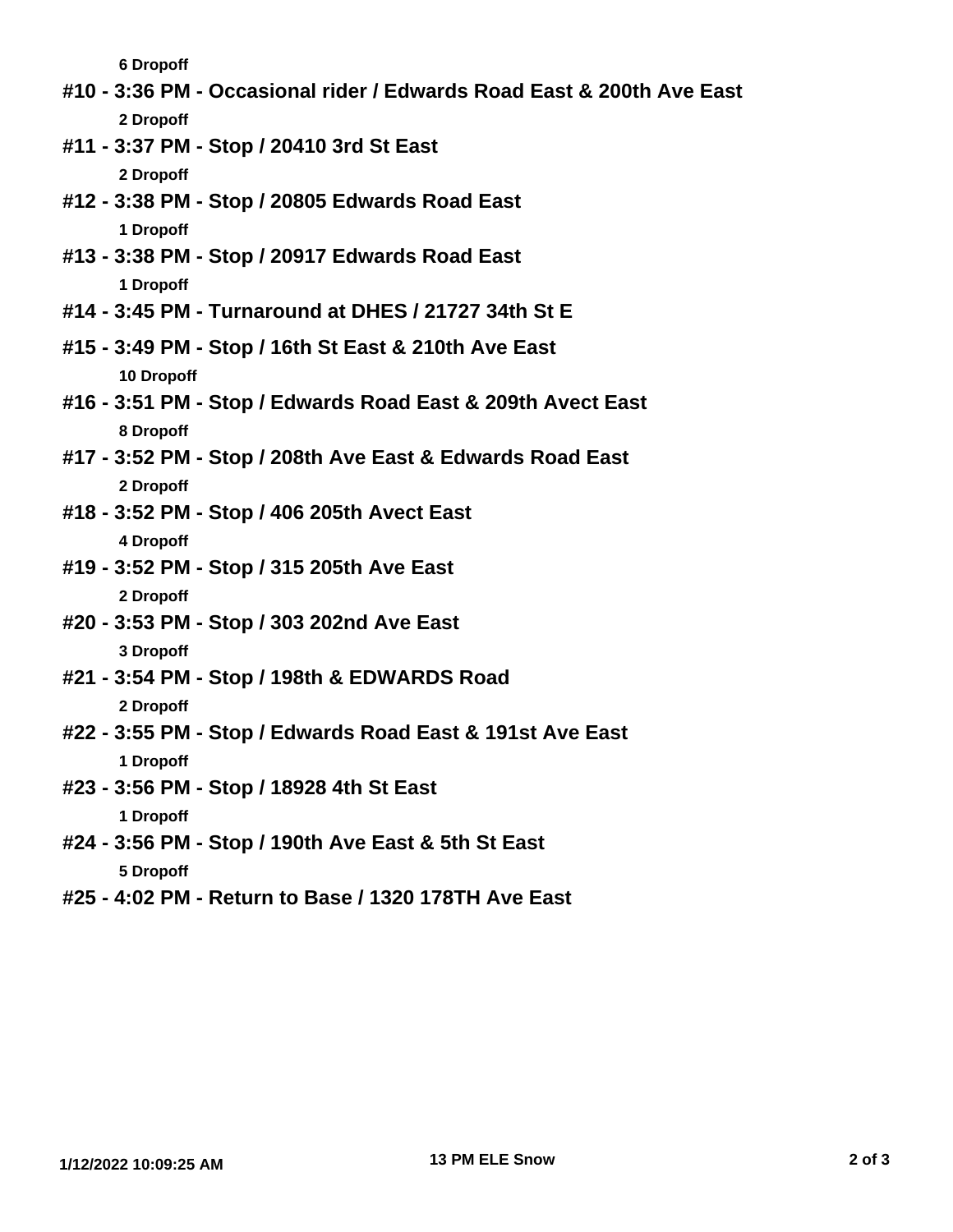6 Dropoff

**#10 - 3:36 PM - Occasional rider / Edwards Road East & 200th Ave East**

2 Dropoff

**#11 - 3:37 PM - Stop / 20410 3rd St East**

2 Dropoff

**#12 - 3:38 PM - Stop / 20805 Edwards Road East**

1 Dropoff

**#13 - 3:38 PM - Stop / 20917 Edwards Road East**

1 Dropoff

**#14 - 3:45 PM - Turnaround at DHES / 21727 34th St E**

**#15 - 3:49 PM - Stop / 16th St East & 210th Ave East**

10 Dropoff

**#16 - 3:51 PM - Stop / Edwards Road East & 209th Avect East**

8 Dropoff

**#17 - 3:52 PM - Stop / 208th Ave East & Edwards Road East**

2 Dropoff

**#18 - 3:52 PM - Stop / 406 205th Avect East**

4 Dropoff

**#19 - 3:52 PM - Stop / 315 205th Ave East**

2 Dropoff

**#20 - 3:53 PM - Stop / 303 202nd Ave East**

3 Dropoff

**#21 - 3:54 PM - Stop / 198th & EDWARDS Road**

2 Dropoff

**#22 - 3:55 PM - Stop / Edwards Road East & 191st Ave East**

1 Dropoff

**#23 - 3:56 PM - Stop / 18928 4th St East**

1 Dropoff

**#24 - 3:56 PM - Stop / 190th Ave East & 5th St East**

5 Dropoff

**#25 - 4:02 PM - Return to Base / 1320 178TH Ave East**